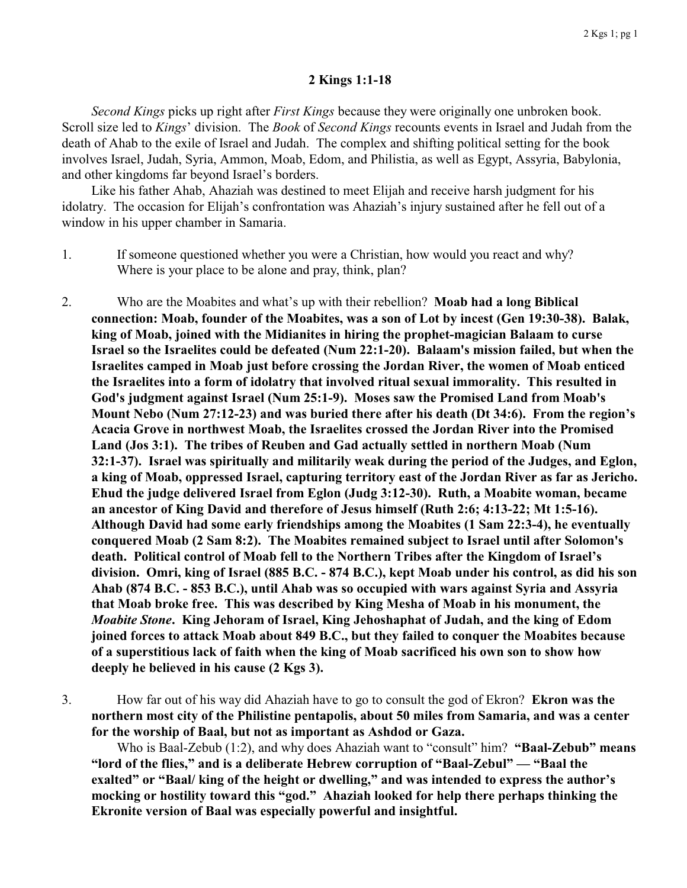## 2 Kings 1:1-18

*Second Kings* picks up right after *First Kings* because they were originally one unbroken book. Scroll size led to *Kings*' division. The *Book* of *Second Kings* recounts events in Israel and Judah from the death of Ahab to the exile of Israel and Judah. The complex and shifting political setting for the book involves Israel, Judah, Syria, Ammon, Moab, Edom, and Philistia, as well as Egypt, Assyria, Babylonia, and other kingdoms far beyond Israel's borders.

Like his father Ahab, Ahaziah was destined to meet Elijah and receive harsh judgment for his idolatry. The occasion for Elijah's confrontation was Ahaziah's injury sustained after he fell out of a window in his upper chamber in Samaria.

1. If someone questioned whether you were a Christian, how would you react and why? Where is your place to be alone and pray, think, plan?

2. Who are the Moabites and what's up with their rebellion? **Moab had a long Biblical connection: Moab, founder of the Moabites, was a son of Lot by incest (Gen 19:30-38). Balak, king of Moab, joined with the Midianites in hiring the prophet-magician Balaam to curse Israel so the Israelites could be defeated (Num 22:1-20). Balaam's mission failed, but when the Israelites camped in Moab just before crossing the Jordan River, the women of Moab enticed the Israelites into a form of idolatry that involved ritual sexual immorality. This resulted in God's judgment against Israel (Num 25:1-9). Moses saw the Promised Land from Moab's Mount Nebo (Num 27:12-23) and was buried there after his death (Dt 34:6). From the region's Acacia Grove in northwest Moab, the Israelites crossed the Jordan River into the Promised Land (Jos 3:1). The tribes of Reuben and Gad actually settled in northern Moab (Num 32:1-37). Israel was spiritually and militarily weak during the period of the Judges, and Eglon, a king of Moab, oppressed Israel, capturing territory east of the Jordan River as far as Jericho. Ehud the judge delivered Israel from Eglon (Judg 3:12-30). Ruth, a Moabite woman, became an ancestor of King David and therefore of Jesus himself (Ruth 2:6; 4:13-22; Mt 1:5-16). Although David had some early friendships among the Moabites (1 Sam 22:3-4), he eventually conquered Moab (2 Sam 8:2). The Moabites remained subject to Israel until after Solomon's death. Political control of Moab fell to the Northern Tribes after the Kingdom of Israel's division. Omri, king of Israel (885 B.C. - 874 B.C.), kept Moab under his control, as did his son Ahab (874 B.C. - 853 B.C.), until Ahab was so occupied with wars against Syria and Assyria that Moab broke free. This was described by King Mesha of Moab in his monument, the *Moabite Stone*. King Jehoram of Israel, King Jehoshaphat of Judah, and the king of Edom joined forces to attack Moab about 849 B.C., but they failed to conquer the Moabites because of a superstitious lack of faith when the king of Moab sacrificed his own son to show how deeply he believed in his cause (2 Kgs 3).**

3. How far out of his way did Ahaziah have to go to consult the god of Ekron? **Ekron was the northern most city of the Philistine pentapolis, about 50 miles from Samaria, and was a center for the worship of Baal, but not as important as Ashdod or Gaza.**

   Who is Baal-Zebub (1:2), and why does Ahaziah want to "consult" him? **"Baal-Zebub" means "lord of the flies," and is a deliberate Hebrew corruption of "Baal-Zebul" — "Baal the exalted" or "Baal/ king of the height or dwelling," and was intended to express the author's mocking or hostility toward this "god." Ahaziah looked for help there perhaps thinking the Ekronite version of Baal was especially powerful and insightful.**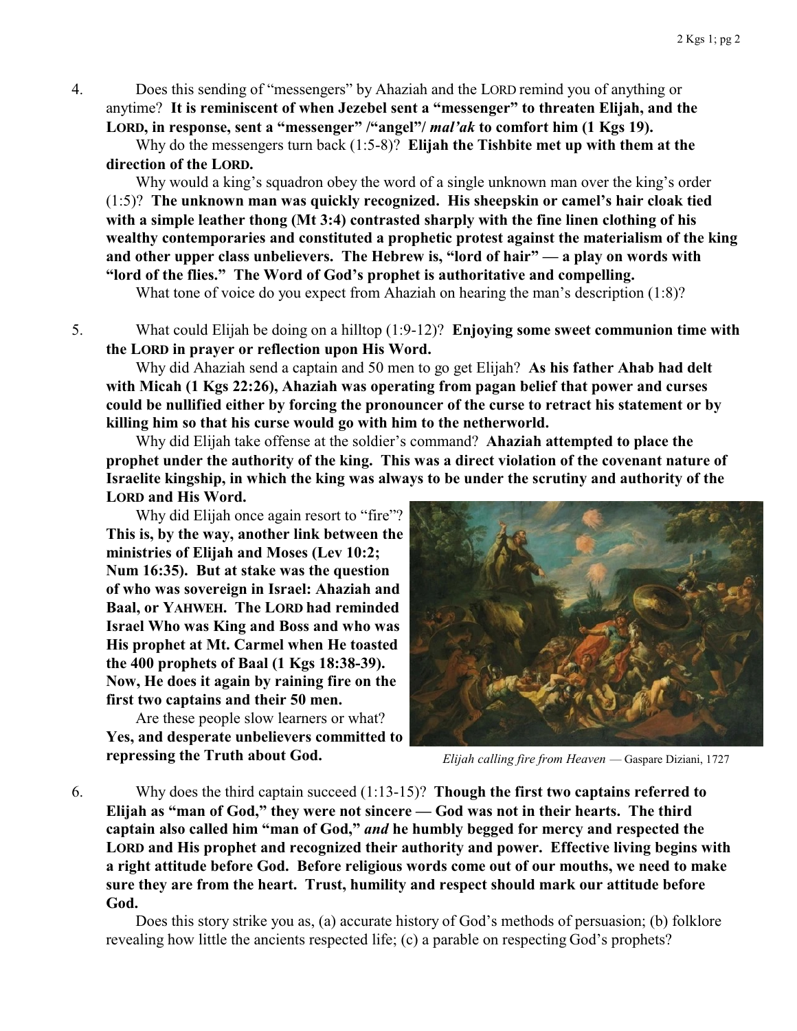4. Does this sending of "messengers" by Ahaziah and the LORD remind you of anything or anytime? **It is reminiscent of when Jezebel sent a "messenger" to threaten Elijah, and the LORD, in response, sent a "messenger" /"angel"/ *mal'ak* to comfort him (1 Kgs 19).**

   Why do the messengers turn back (1:5-8)? **Elijah the Tishbite met up with them at the direction of the LORD.**

   Why would a king's squadron obey the word of a single unknown man over the king's order (1:5)? **The unknown man was quickly recognized. His sheepskin or camel's hair cloak tied with a simple leather thong (Mt 3:4) contrasted sharply with the fine linen clothing of his wealthy contemporaries and constituted a prophetic protest against the materialism of the king and other upper class unbelievers. The Hebrew is, "lord of hair" — a play on words with "lord of the flies." The Word of God's prophet is authoritative and compelling.**

   What tone of voice do you expect from Ahaziah on hearing the man's description (1:8)?

5. What could Elijah be doing on a hilltop (1:9-12)? **Enjoying some sweet communion time with the LORD in prayer or reflection upon His Word.**

   Why did Ahaziah send a captain and 50 men to go get Elijah? **As his father Ahab had delt with Micah (1 Kgs 22:26), Ahaziah was operating from pagan belief that power and curses could be nullified either by forcing the pronouncer of the curse to retract his statement or by killing him so that his curse would go with him to the netherworld.**

   Why did Elijah take offense at the soldier's command? **Ahaziah attempted to place the prophet under the authority of the king. This was a direct violation of the covenant nature of Israelite kingship, in which the king was always to be under the scrutiny and authority of the LORD and His Word.**

   Why did Elijah once again resort to "fire"? **This is, by the way, another link between the ministries of Elijah and Moses (Lev 10:2; Num 16:35). But at stake was the question of who was sovereign in Israel: Ahaziah and Baal, or YAHWEH. The LORD had reminded Israel Who was King and Boss and who was His prophet at Mt. Carmel when He toasted the 400 prophets of Baal (1 Kgs 18:38-39). Now, He does it again by raining fire on the first two captains and their 50 men.**

   Are these people slow learners or what? **Yes, and desperate unbelievers committed to repressing the Truth about God.**

*Elijah calling fire from Heaven* — Gaspare Diziani, 1727

6. Why does the third captain succeed (1:13-15)? **Though the first two captains referred to Elijah as "man of God," they were not sincere — God was not in their hearts. The third captain also called him "man of God,"** ***and*** **he humbly begged for mercy and respected the LORD and His prophet and recognized their authority and power. Effective living begins with a right attitude before God. Before religious words come out of our mouths, we need to make sure they are from the heart. Trust, humility and respect should mark our attitude before God.**

   Does this story strike you as, (a) accurate history of God's methods of persuasion; (b) folklore revealing how little the ancients respected life; (c) a parable on respecting God's prophets?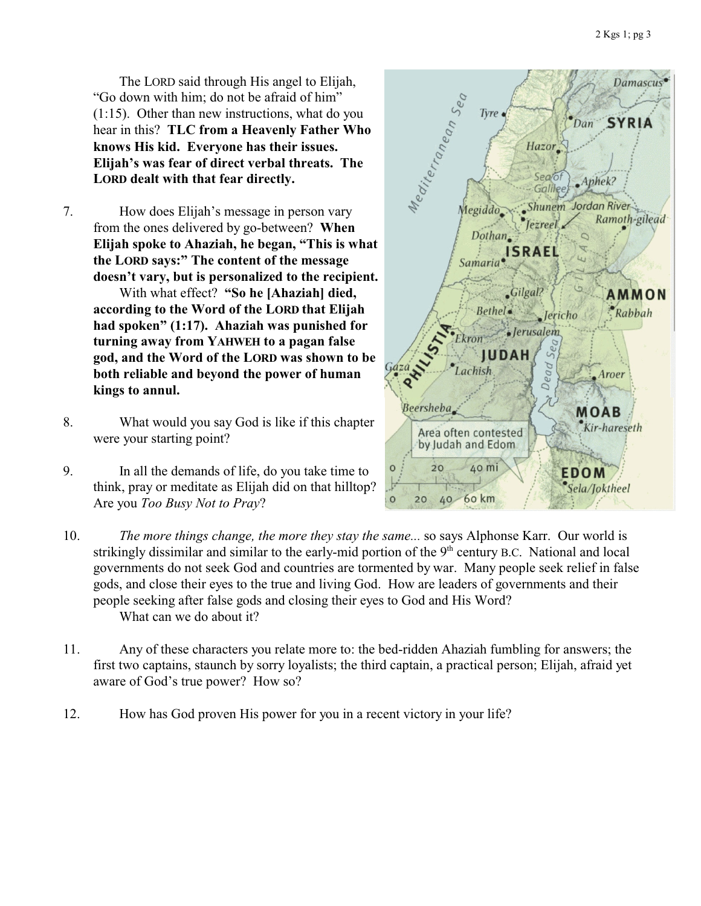The LORD said through His angel to Elijah, "Go down with him; do not be afraid of him" (1:15). Other than new instructions, what do you hear in this? **TLC from a Heavenly Father Who knows His kid. Everyone has their issues. Elijah's was fear of direct verbal threats. The LORD dealt with that fear directly.**

7. How does Elijah's message in person vary from the ones delivered by go-between? **When Elijah spoke to Ahaziah, he began, "This is what the LORD says:" The content of the message doesn't vary, but is personalized to the recipient.**

   With what effect? **"So he [Ahaziah] died, according to the Word of the LORD that Elijah had spoken" (1:17). Ahaziah was punished for turning away from YAHWEH to a pagan false god, and the Word of the LORD was shown to be both reliable and beyond the power of human kings to annul.**

8. What would you say God is like if this chapter were your starting point?

9. In all the demands of life, do you take time to think, pray or meditate as Elijah did on that hilltop? Are you *Too Busy Not to Pray*?

Damascus
Tyre
Dan
SYRIA
Mediterranean Sea
Hazor
Sea of Galilee
Aphek?
Megiddo
Shunem
Jordan River
Ramoth-gilead
Jezreel
Dothan
ISRAEL
GILEAD
Samaria
Gilgal?
AMMON
Bethel
Jericho
Rabbah
Jerusalem
PHILISTIA
Ekron
JUDAH
Gaza
Lachish
Dead Sea
Aroer
Beersheba
MOAB
Kir-hareseth
Area often contested by Judah and Edom
0 20 40 mi
0 20 40 60 km
EDOM
Sela/Joktheel

10. *The more things change, the more they stay the same...* so says Alphonse Karr. Our world is strikingly dissimilar and similar to the early-mid portion of the 9th century B.C. National and local governments do not seek God and countries are tormented by war. Many people seek relief in false gods, and close their eyes to the true and living God. How are leaders of governments and their people seeking after false gods and closing their eyes to God and His Word?

    What can we do about it?

11. Any of these characters you relate more to: the bed-ridden Ahaziah fumbling for answers; the first two captains, staunch by sorry loyalists; the third captain, a practical person; Elijah, afraid yet aware of God's true power? How so?

12. How has God proven His power for you in a recent victory in your life?